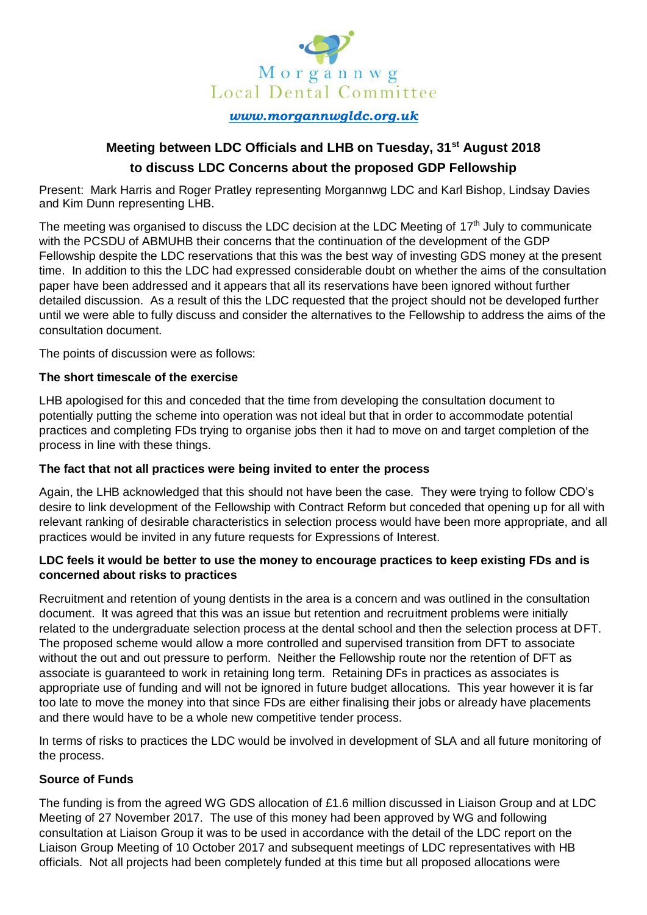Morgannwg
Local Dental Committee

*www.morgannwgldc.org.uk*

## Meeting between LDC Officials and LHB on Tuesday, 31st August 2018 to discuss LDC Concerns about the proposed GDP Fellowship

Present: Mark Harris and Roger Pratley representing Morgannwg LDC and Karl Bishop, Lindsay Davies and Kim Dunn representing LHB.

The meeting was organised to discuss the LDC decision at the LDC Meeting of 17th July to communicate with the PCSDU of ABMUHB their concerns that the continuation of the development of the GDP Fellowship despite the LDC reservations that this was the best way of investing GDS money at the present time. In addition to this the LDC had expressed considerable doubt on whether the aims of the consultation paper have been addressed and it appears that all its reservations have been ignored without further detailed discussion. As a result of this the LDC requested that the project should not be developed further until we were able to fully discuss and consider the alternatives to the Fellowship to address the aims of the consultation document.

The points of discussion were as follows:

### The short timescale of the exercise

LHB apologised for this and conceded that the time from developing the consultation document to potentially putting the scheme into operation was not ideal but that in order to accommodate potential practices and completing FDs trying to organise jobs then it had to move on and target completion of the process in line with these things.

### The fact that not all practices were being invited to enter the process

Again, the LHB acknowledged that this should not have been the case. They were trying to follow CDO's desire to link development of the Fellowship with Contract Reform but conceded that opening up for all with relevant ranking of desirable characteristics in selection process would have been more appropriate, and all practices would be invited in any future requests for Expressions of Interest.

### LDC feels it would be better to use the money to encourage practices to keep existing FDs and is concerned about risks to practices

Recruitment and retention of young dentists in the area is a concern and was outlined in the consultation document. It was agreed that this was an issue but retention and recruitment problems were initially related to the undergraduate selection process at the dental school and then the selection process at DFT. The proposed scheme would allow a more controlled and supervised transition from DFT to associate without the out and out pressure to perform. Neither the Fellowship route nor the retention of DFT as associate is guaranteed to work in retaining long term. Retaining DFs in practices as associates is appropriate use of funding and will not be ignored in future budget allocations. This year however it is far too late to move the money into that since FDs are either finalising their jobs or already have placements and there would have to be a whole new competitive tender process.

In terms of risks to practices the LDC would be involved in development of SLA and all future monitoring of the process.

### Source of Funds

The funding is from the agreed WG GDS allocation of £1.6 million discussed in Liaison Group and at LDC Meeting of 27 November 2017. The use of this money had been approved by WG and following consultation at Liaison Group it was to be used in accordance with the detail of the LDC report on the Liaison Group Meeting of 10 October 2017 and subsequent meetings of LDC representatives with HB officials. Not all projects had been completely funded at this time but all proposed allocations were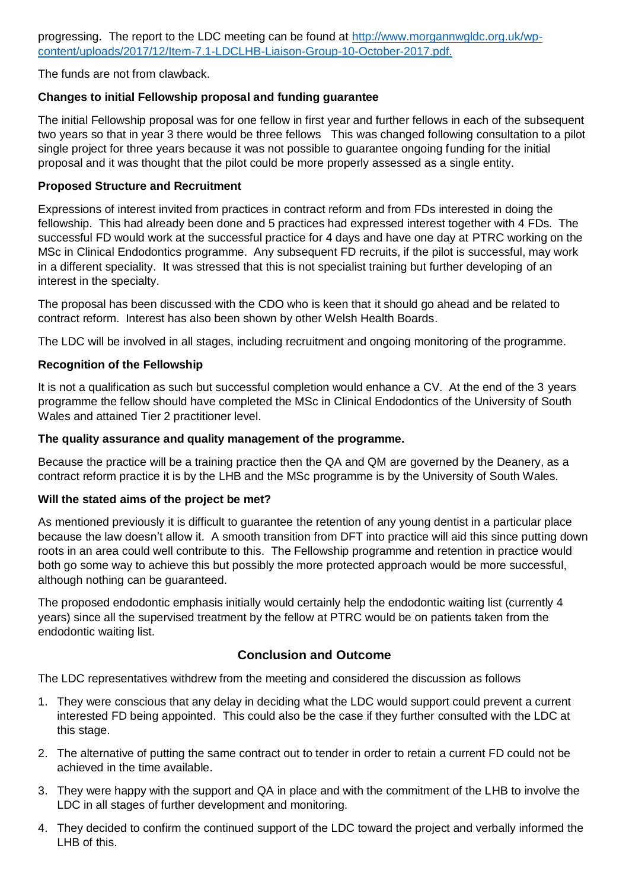progressing. The report to the LDC meeting can be found at [http://www.morgannwgldc.org.uk/wp-content/uploads/2017/12/Item-7.1-LDCLHB-Liaison-Group-10-October-2017.pdf.](http://www.morgannwgldc.org.uk/wp-content/uploads/2017/12/Item-7.1-LDCLHB-Liaison-Group-10-October-2017.pdf)

The funds are not from clawback.

**Changes to initial Fellowship proposal and funding guarantee**

The initial Fellowship proposal was for one fellow in first year and further fellows in each of the subsequent two years so that in year 3 there would be three fellows This was changed following consultation to a pilot single project for three years because it was not possible to guarantee ongoing funding for the initial proposal and it was thought that the pilot could be more properly assessed as a single entity.

**Proposed Structure and Recruitment**

Expressions of interest invited from practices in contract reform and from FDs interested in doing the fellowship. This had already been done and 5 practices had expressed interest together with 4 FDs. The successful FD would work at the successful practice for 4 days and have one day at PTRC working on the MSc in Clinical Endodontics programme. Any subsequent FD recruits, if the pilot is successful, may work in a different speciality. It was stressed that this is not specialist training but further developing of an interest in the specialty.

The proposal has been discussed with the CDO who is keen that it should go ahead and be related to contract reform. Interest has also been shown by other Welsh Health Boards.

The LDC will be involved in all stages, including recruitment and ongoing monitoring of the programme.

**Recognition of the Fellowship**

It is not a qualification as such but successful completion would enhance a CV. At the end of the 3 years programme the fellow should have completed the MSc in Clinical Endodontics of the University of South Wales and attained Tier 2 practitioner level.

**The quality assurance and quality management of the programme.**

Because the practice will be a training practice then the QA and QM are governed by the Deanery, as a contract reform practice it is by the LHB and the MSc programme is by the University of South Wales.

**Will the stated aims of the project be met?**

As mentioned previously it is difficult to guarantee the retention of any young dentist in a particular place because the law doesn't allow it. A smooth transition from DFT into practice will aid this since putting down roots in an area could well contribute to this. The Fellowship programme and retention in practice would both go some way to achieve this but possibly the more protected approach would be more successful, although nothing can be guaranteed.

The proposed endodontic emphasis initially would certainly help the endodontic waiting list (currently 4 years) since all the supervised treatment by the fellow at PTRC would be on patients taken from the endodontic waiting list.

## Conclusion and Outcome

The LDC representatives withdrew from the meeting and considered the discussion as follows

1. They were conscious that any delay in deciding what the LDC would support could prevent a current interested FD being appointed. This could also be the case if they further consulted with the LDC at this stage.
2. The alternative of putting the same contract out to tender in order to retain a current FD could not be achieved in the time available.
3. They were happy with the support and QA in place and with the commitment of the LHB to involve the LDC in all stages of further development and monitoring.
4. They decided to confirm the continued support of the LDC toward the project and verbally informed the LHB of this.